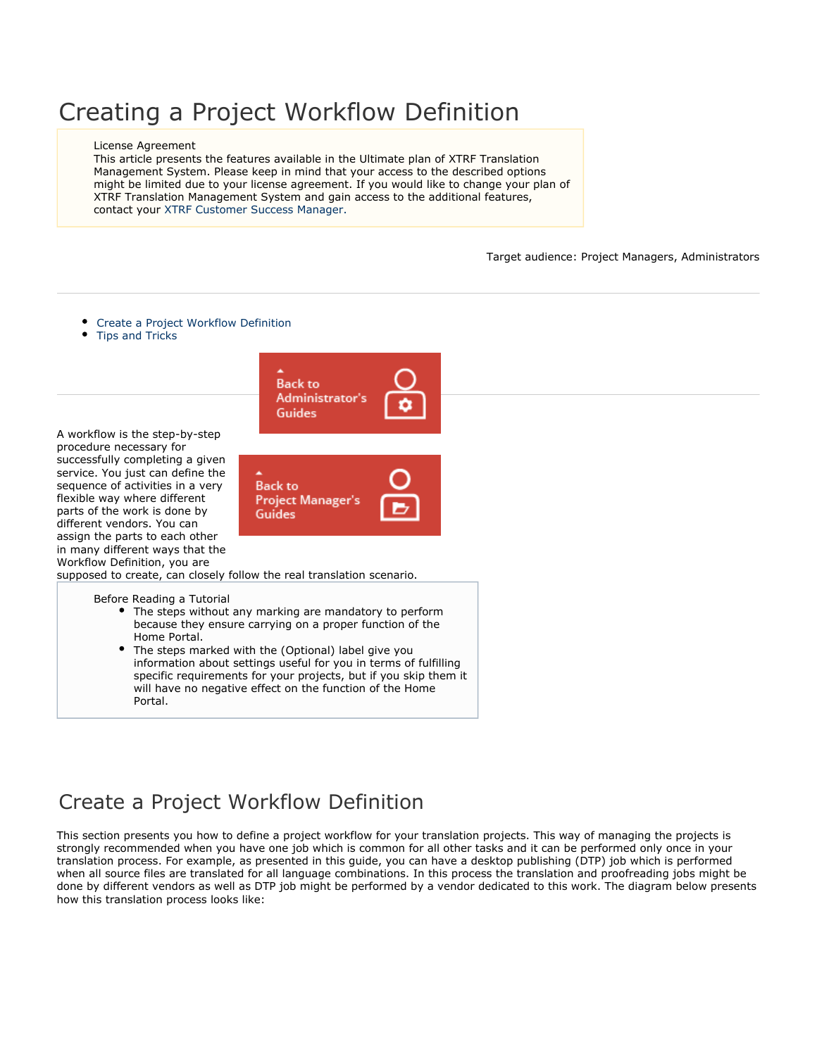# Creating a Project Workflow Definition

License Agreement

This article presents the features available in the Ultimate plan of XTRF Translation Management System. Please keep in mind that your access to the described options might be limited due to your license agreement. If you would like to change your plan of XTRF Translation Management System and gain access to the additional features, contact your XTRF Customer Success Manager.

Target audience: Project Managers, Administrators

- Create a Project Workflow Definition
- Tips and Tricks

Back to Administrator's Guides

Back to Project Manager's Guides

A workflow is the step-by-step procedure necessary for successfully completing a given service. You just can define the sequence of activities in a very flexible way where different parts of the work is done by different vendors. You can assign the parts to each other in many different ways that the Workflow Definition, you are supposed to create, can closely follow the real translation scenario.

Before Reading a Tutorial

- The steps without any marking are mandatory to perform because they ensure carrying on a proper function of the Home Portal.
- The steps marked with the (Optional) label give you information about settings useful for you in terms of fulfilling specific requirements for your projects, but if you skip them it will have no negative effect on the function of the Home Portal.

## Create a Project Workflow Definition

This section presents you how to define a project workflow for your translation projects. This way of managing the projects is strongly recommended when you have one job which is common for all other tasks and it can be performed only once in your translation process. For example, as presented in this guide, you can have a desktop publishing (DTP) job which is performed when all source files are translated for all language combinations. In this process the translation and proofreading jobs might be done by different vendors as well as DTP job might be performed by a vendor dedicated to this work. The diagram below presents how this translation process looks like: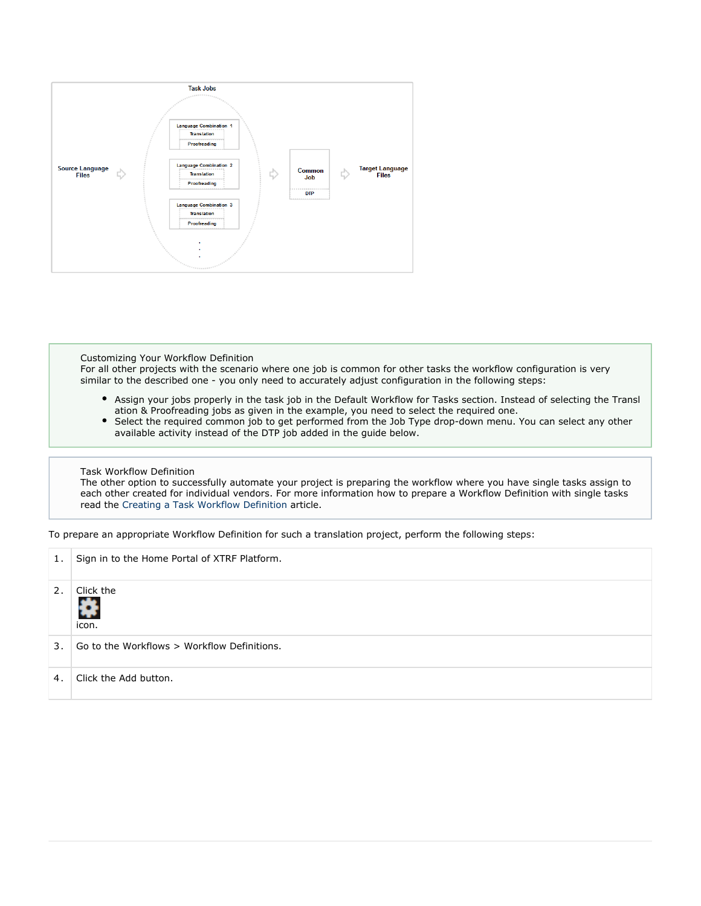Customizing Your Workflow Definition
For all other projects with the scenario where one job is common for other tasks the workflow configuration is very similar to the described one - you only need to accurately adjust configuration in the following steps:

- Assign your jobs properly in the task job in the Default Workflow for Tasks section. Instead of selecting the Translation & Proofreading jobs as given in the example, you need to select the required one.
- Select the required common job to get performed from the Job Type drop-down menu. You can select any other available activity instead of the DTP job added in the guide below.

Task Workflow Definition
The other option to successfully automate your project is preparing the workflow where you have single tasks assign to each other created for individual vendors. For more information how to prepare a Workflow Definition with single tasks read the Creating a Task Workflow Definition article.

To prepare an appropriate Workflow Definition for such a translation project, perform the following steps:

| | |
|---|---|
| 1. | Sign in to the Home Portal of XTRF Platform. |
| 2. | Click the icon. |
| 3. | Go to the Workflows > Workflow Definitions. |
| 4. | Click the Add button. |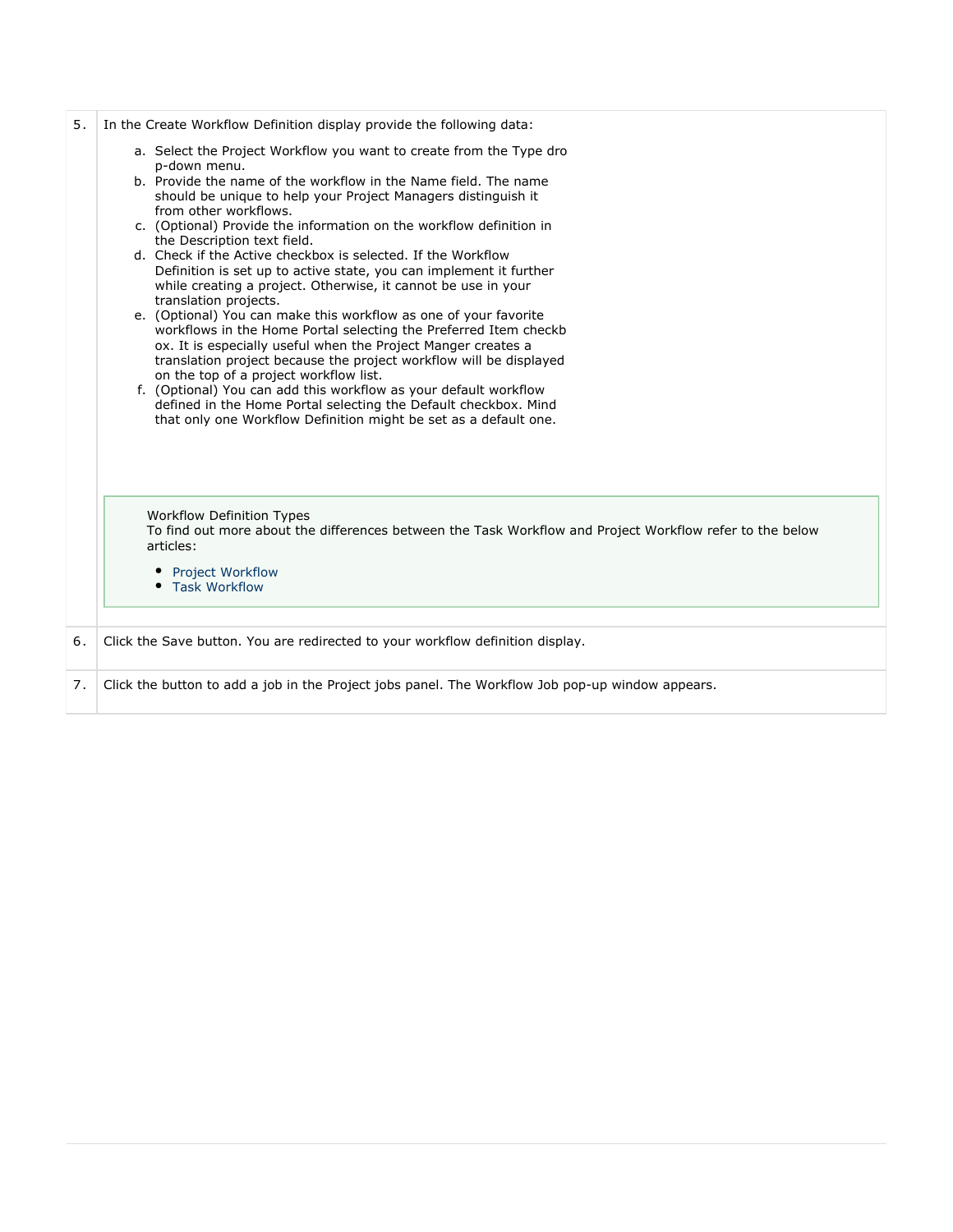5. In the Create Workflow Definition display provide the following data:

   a. Select the Project Workflow you want to create from the Type drop-down menu.
   b. Provide the name of the workflow in the Name field. The name should be unique to help your Project Managers distinguish it from other workflows.
   c. (Optional) Provide the information on the workflow definition in the Description text field.
   d. Check if the Active checkbox is selected. If the Workflow Definition is set up to active state, you can implement it further while creating a project. Otherwise, it cannot be use in your translation projects.
   e. (Optional) You can make this workflow as one of your favorite workflows in the Home Portal selecting the Preferred Item checkbox. It is especially useful when the Project Manger creates a translation project because the project workflow will be displayed on the top of a project workflow list.
   f. (Optional) You can add this workflow as your default workflow defined in the Home Portal selecting the Default checkbox. Mind that only one Workflow Definition might be set as a default one.

   > Workflow Definition Types
   > To find out more about the differences between the Task Workflow and Project Workflow refer to the below articles:
   >
   > - Project Workflow
   > - Task Workflow

6. Click the Save button. You are redirected to your workflow definition display.

7. Click the button to add a job in the Project jobs panel. The Workflow Job pop-up window appears.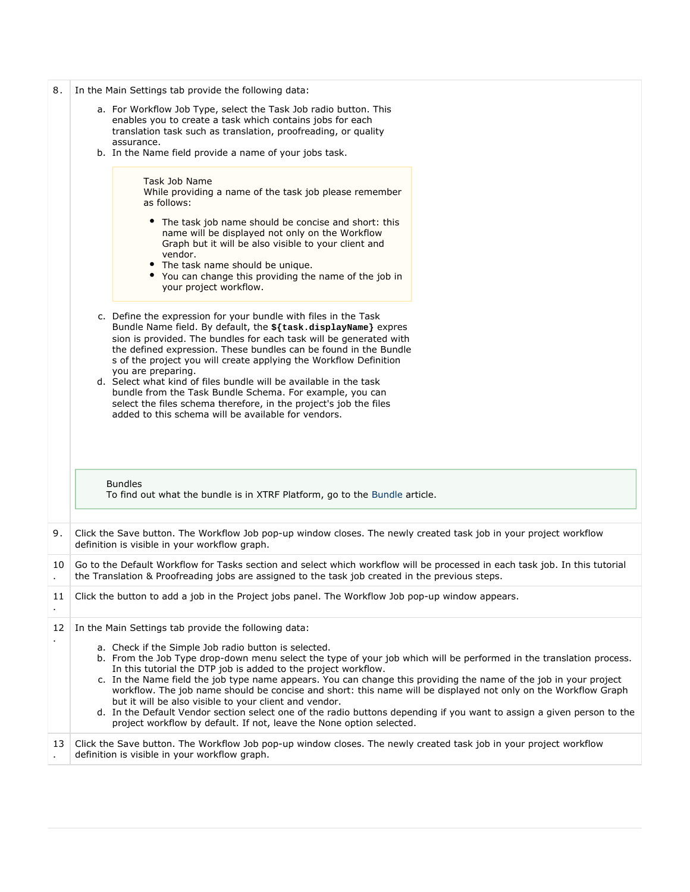8. In the Main Settings tab provide the following data:

   a. For Workflow Job Type, select the Task Job radio button. This enables you to create a task which contains jobs for each translation task such as translation, proofreading, or quality assurance.
   b. In the Name field provide a name of your jobs task.

   > Task Job Name
   > While providing a name of the task job please remember as follows:
   >
   > - The task job name should be concise and short: this name will be displayed not only on the Workflow Graph but it will be also visible to your client and vendor.
   > - The task name should be unique.
   > - You can change this providing the name of the job in your project workflow.

   c. Define the expression for your bundle with files in the Task Bundle Name field. By default, the **${task.displayName}** expression is provided. The bundles for each task will be generated with the defined expression. These bundles can be found in the Bundles of the project you will create applying the Workflow Definition you are preparing.
   d. Select what kind of files bundle will be available in the task bundle from the Task Bundle Schema. For example, you can select the files schema therefore, in the project's job the files added to this schema will be available for vendors.

   > Bundles
   > To find out what the bundle is in XTRF Platform, go to the Bundle article.

9. Click the Save button. The Workflow Job pop-up window closes. The newly created task job in your project workflow definition is visible in your workflow graph.

10. Go to the Default Workflow for Tasks section and select which workflow will be processed in each task job. In this tutorial the Translation & Proofreading jobs are assigned to the task job created in the previous steps.

11. Click the button to add a job in the Project jobs panel. The Workflow Job pop-up window appears.

12. In the Main Settings tab provide the following data:

    a. Check if the Simple Job radio button is selected.
    b. From the Job Type drop-down menu select the type of your job which will be performed in the translation process. In this tutorial the DTP job is added to the project workflow.
    c. In the Name field the job type name appears. You can change this providing the name of the job in your project workflow. The job name should be concise and short: this name will be displayed not only on the Workflow Graph but it will be also visible to your client and vendor.
    d. In the Default Vendor section select one of the radio buttons depending if you want to assign a given person to the project workflow by default. If not, leave the None option selected.

13. Click the Save button. The Workflow Job pop-up window closes. The newly created task job in your project workflow definition is visible in your workflow graph.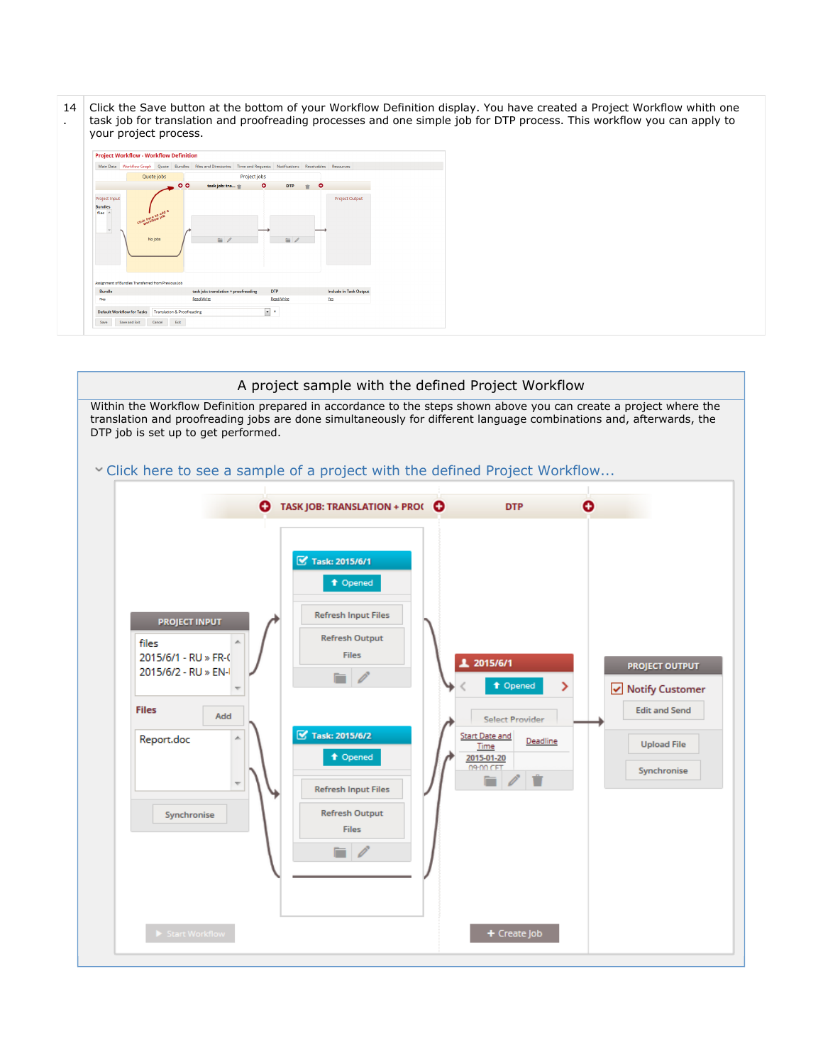| 14. | Click the Save button at the bottom of your Workflow Definition display. You have created a Project Workflow whith one task job for translation and proofreading processes and one simple job for DTP process. This workflow you can apply to your project process. |
|---|---|

## A project sample with the defined Project Workflow

Within the Workflow Definition prepared in accordance to the steps shown above you can create a project where the translation and proofreading jobs are done simultaneously for different language combinations and, afterwards, the DTP job is set up to get performed.

Click here to see a sample of a project with the defined Project Workflow...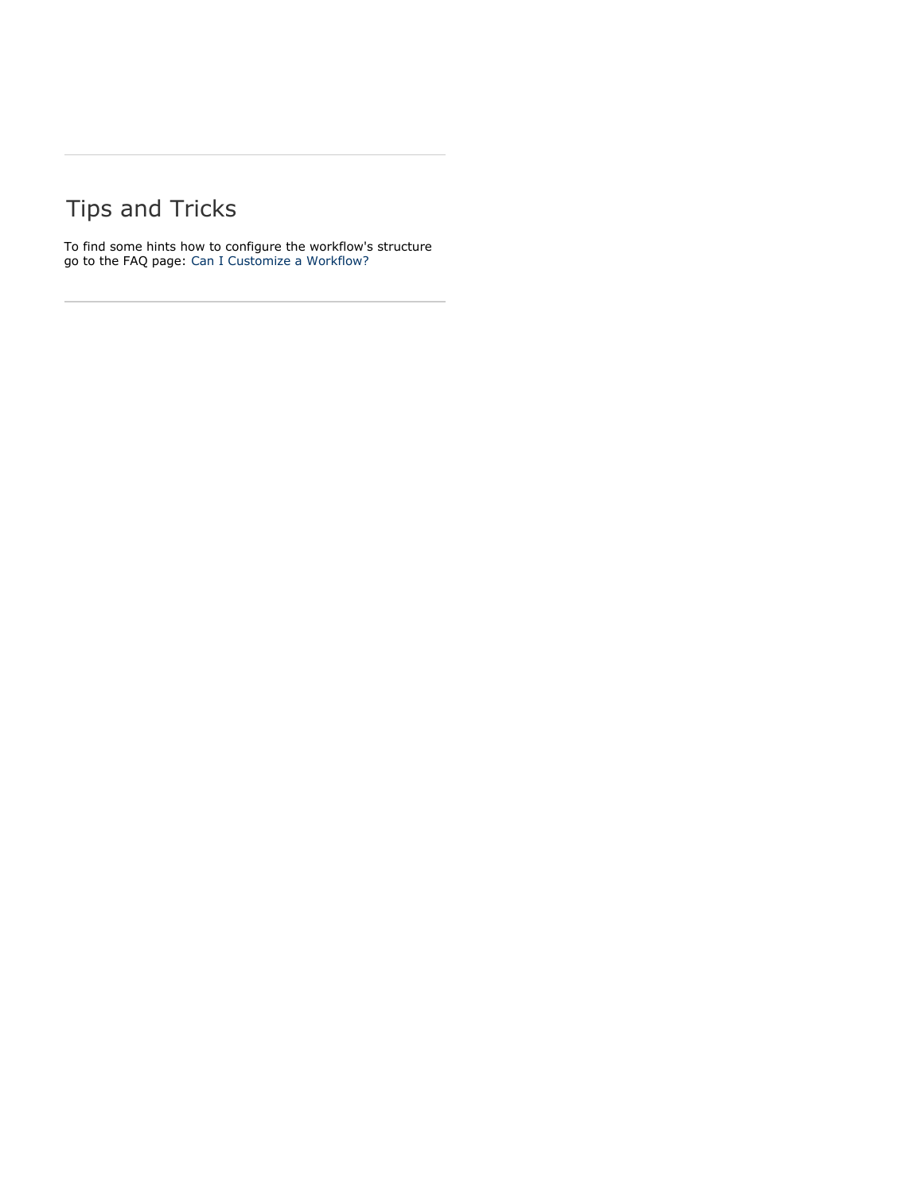---

## Tips and Tricks

To find some hints how to configure the workflow's structure go to the FAQ page: Can I Customize a Workflow?

---